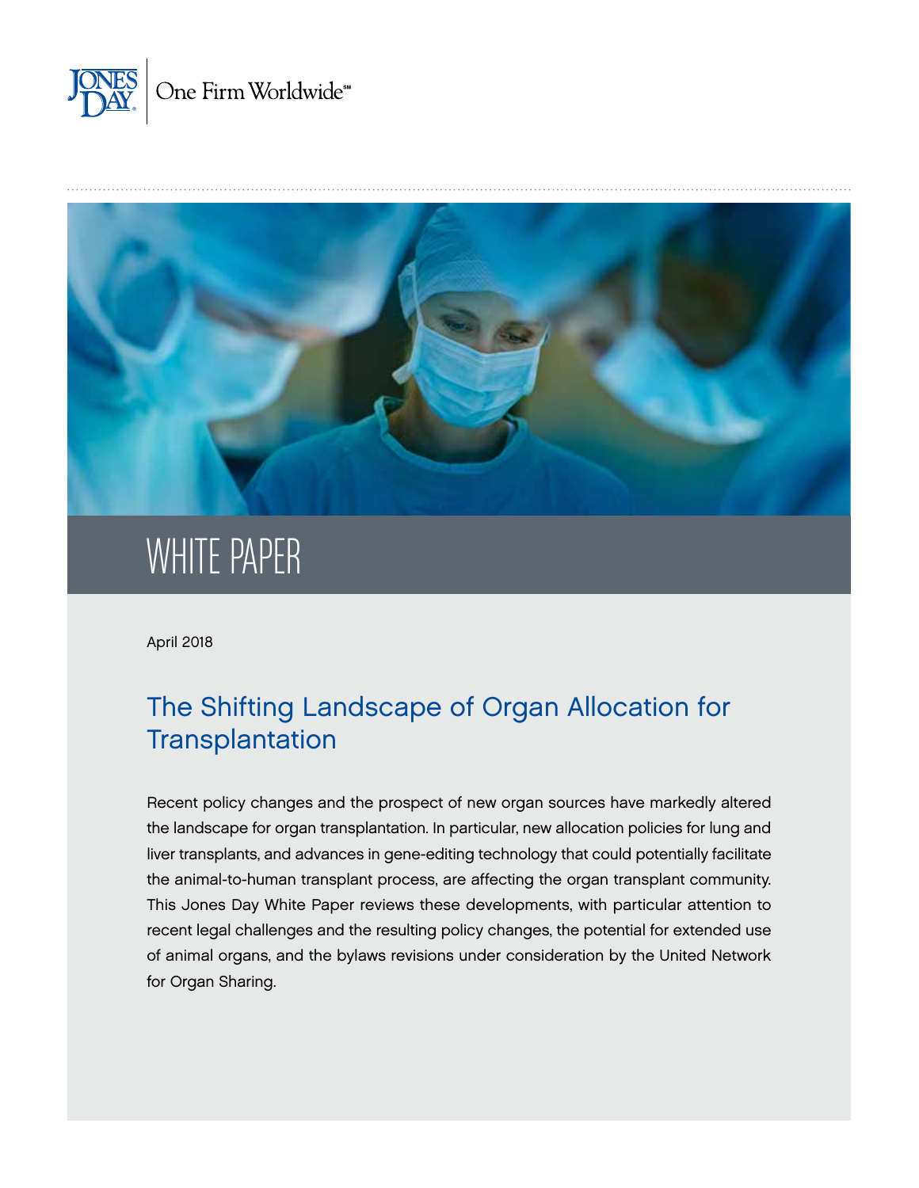JONES DAY | One Firm Worldwide℠

WHITE PAPER

April 2018

# The Shifting Landscape of Organ Allocation for Transplantation

Recent policy changes and the prospect of new organ sources have markedly altered the landscape for organ transplantation. In particular, new allocation policies for lung and liver transplants, and advances in gene-editing technology that could potentially facilitate the animal-to-human transplant process, are affecting the organ transplant community. This Jones Day White Paper reviews these developments, with particular attention to recent legal challenges and the resulting policy changes, the potential for extended use of animal organs, and the bylaws revisions under consideration by the United Network for Organ Sharing.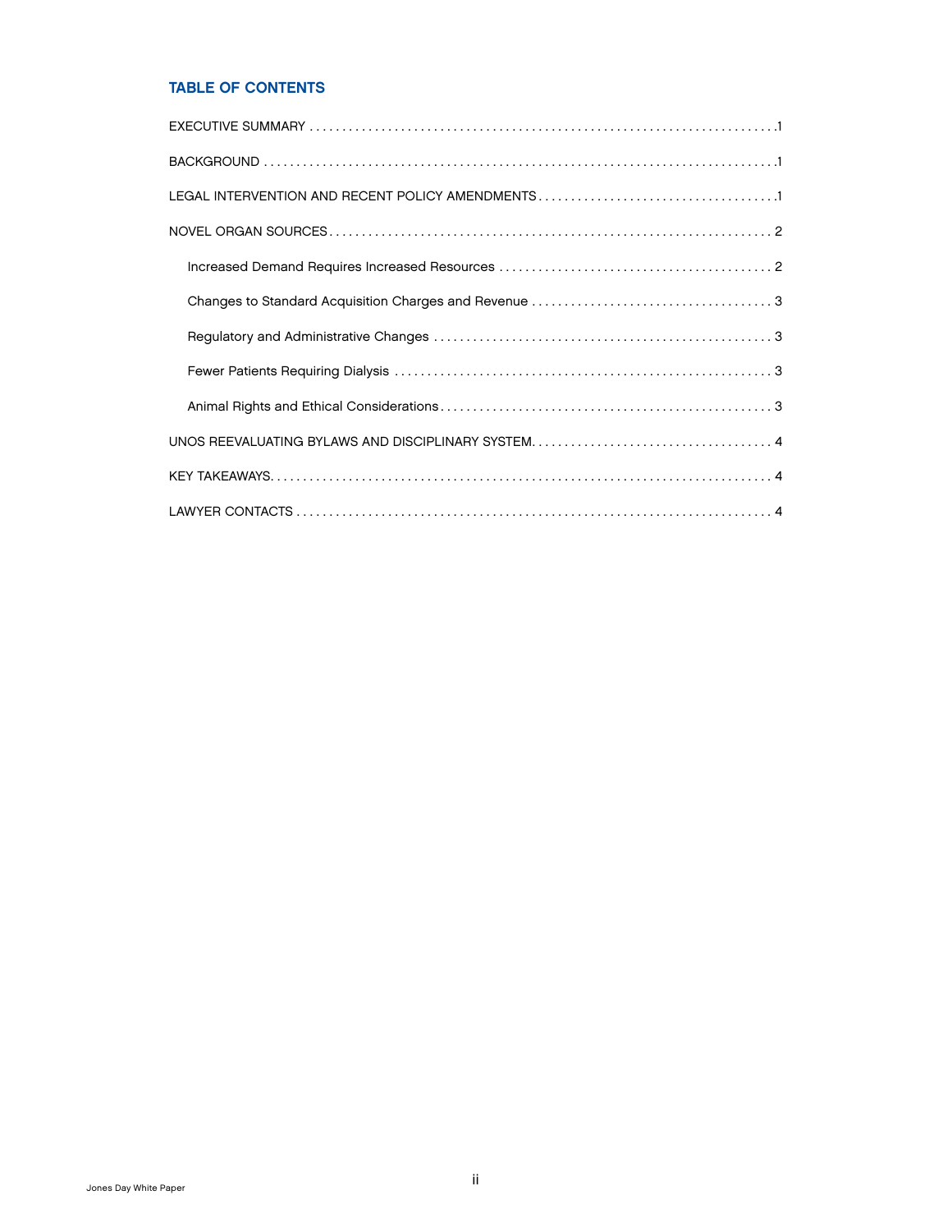## TABLE OF CONTENTS

EXECUTIVE SUMMARY . . . . . . . . . . 1

BACKGROUND . . . . . . . . . . 1

LEGAL INTERVENTION AND RECENT POLICY AMENDMENTS . . . . . . . . . . 1

NOVEL ORGAN SOURCES . . . . . . . . . . 2

- Increased Demand Requires Increased Resources . . . . . . . . . . 2
- Changes to Standard Acquisition Charges and Revenue . . . . . . . . . . 3
- Regulatory and Administrative Changes . . . . . . . . . . 3
- Fewer Patients Requiring Dialysis . . . . . . . . . . 3
- Animal Rights and Ethical Considerations . . . . . . . . . . 3

UNOS REEVALUATING BYLAWS AND DISCIPLINARY SYSTEM . . . . . . . . . . 4

KEY TAKEAWAYS . . . . . . . . . . 4

LAWYER CONTACTS . . . . . . . . . . 4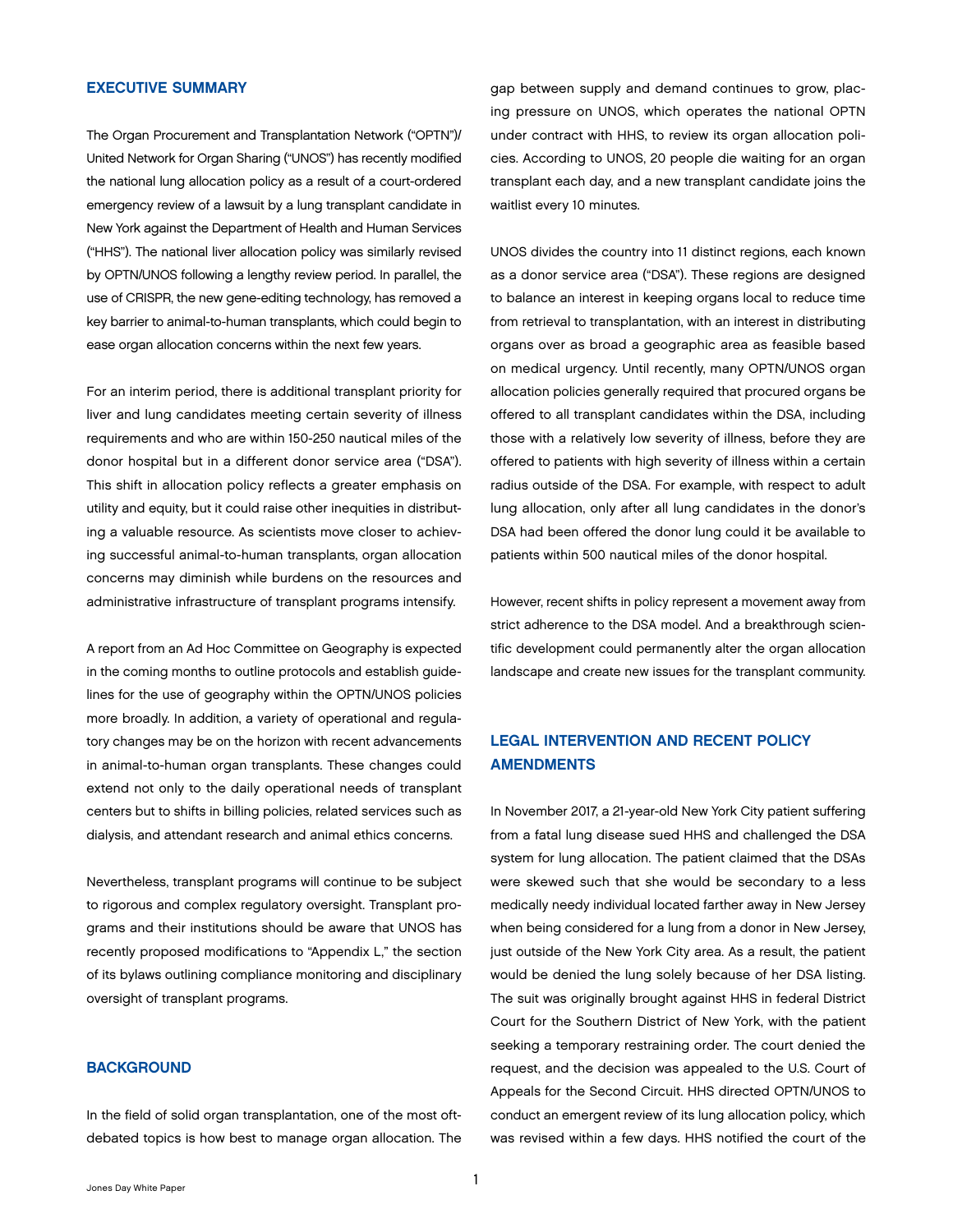## EXECUTIVE SUMMARY

The Organ Procurement and Transplantation Network ("OPTN")/United Network for Organ Sharing ("UNOS") has recently modified the national lung allocation policy as a result of a court-ordered emergency review of a lawsuit by a lung transplant candidate in New York against the Department of Health and Human Services ("HHS"). The national liver allocation policy was similarly revised by OPTN/UNOS following a lengthy review period. In parallel, the use of CRISPR, the new gene-editing technology, has removed a key barrier to animal-to-human transplants, which could begin to ease organ allocation concerns within the next few years.

For an interim period, there is additional transplant priority for liver and lung candidates meeting certain severity of illness requirements and who are within 150-250 nautical miles of the donor hospital but in a different donor service area ("DSA"). This shift in allocation policy reflects a greater emphasis on utility and equity, but it could raise other inequities in distributing a valuable resource. As scientists move closer to achieving successful animal-to-human transplants, organ allocation concerns may diminish while burdens on the resources and administrative infrastructure of transplant programs intensify.

A report from an Ad Hoc Committee on Geography is expected in the coming months to outline protocols and establish guidelines for the use of geography within the OPTN/UNOS policies more broadly. In addition, a variety of operational and regulatory changes may be on the horizon with recent advancements in animal-to-human organ transplants. These changes could extend not only to the daily operational needs of transplant centers but to shifts in billing policies, related services such as dialysis, and attendant research and animal ethics concerns.

Nevertheless, transplant programs will continue to be subject to rigorous and complex regulatory oversight. Transplant programs and their institutions should be aware that UNOS has recently proposed modifications to "Appendix L," the section of its bylaws outlining compliance monitoring and disciplinary oversight of transplant programs.

## BACKGROUND

In the field of solid organ transplantation, one of the most oft-debated topics is how best to manage organ allocation. The gap between supply and demand continues to grow, placing pressure on UNOS, which operates the national OPTN under contract with HHS, to review its organ allocation policies. According to UNOS, 20 people die waiting for an organ transplant each day, and a new transplant candidate joins the waitlist every 10 minutes.

UNOS divides the country into 11 distinct regions, each known as a donor service area ("DSA"). These regions are designed to balance an interest in keeping organs local to reduce time from retrieval to transplantation, with an interest in distributing organs over as broad a geographic area as feasible based on medical urgency. Until recently, many OPTN/UNOS organ allocation policies generally required that procured organs be offered to all transplant candidates within the DSA, including those with a relatively low severity of illness, before they are offered to patients with high severity of illness within a certain radius outside of the DSA. For example, with respect to adult lung allocation, only after all lung candidates in the donor's DSA had been offered the donor lung could it be available to patients within 500 nautical miles of the donor hospital.

However, recent shifts in policy represent a movement away from strict adherence to the DSA model. And a breakthrough scientific development could permanently alter the organ allocation landscape and create new issues for the transplant community.

## LEGAL INTERVENTION AND RECENT POLICY AMENDMENTS

In November 2017, a 21-year-old New York City patient suffering from a fatal lung disease sued HHS and challenged the DSA system for lung allocation. The patient claimed that the DSAs were skewed such that she would be secondary to a less medically needy individual located farther away in New Jersey when being considered for a lung from a donor in New Jersey, just outside of the New York City area. As a result, the patient would be denied the lung solely because of her DSA listing. The suit was originally brought against HHS in federal District Court for the Southern District of New York, with the patient seeking a temporary restraining order. The court denied the request, and the decision was appealed to the U.S. Court of Appeals for the Second Circuit. HHS directed OPTN/UNOS to conduct an emergent review of its lung allocation policy, which was revised within a few days. HHS notified the court of the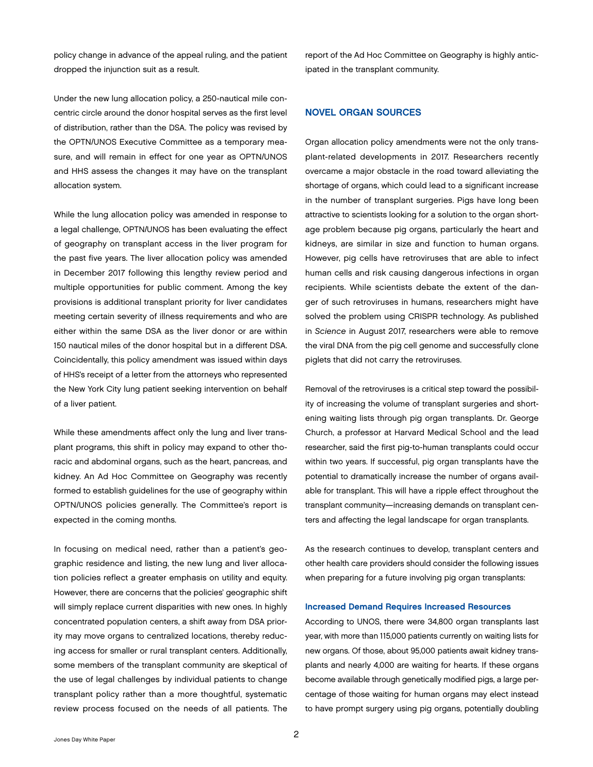policy change in advance of the appeal ruling, and the patient dropped the injunction suit as a result.

Under the new lung allocation policy, a 250-nautical mile concentric circle around the donor hospital serves as the first level of distribution, rather than the DSA. The policy was revised by the OPTN/UNOS Executive Committee as a temporary measure, and will remain in effect for one year as OPTN/UNOS and HHS assess the changes it may have on the transplant allocation system.

While the lung allocation policy was amended in response to a legal challenge, OPTN/UNOS has been evaluating the effect of geography on transplant access in the liver program for the past five years. The liver allocation policy was amended in December 2017 following this lengthy review period and multiple opportunities for public comment. Among the key provisions is additional transplant priority for liver candidates meeting certain severity of illness requirements and who are either within the same DSA as the liver donor or are within 150 nautical miles of the donor hospital but in a different DSA. Coincidentally, this policy amendment was issued within days of HHS's receipt of a letter from the attorneys who represented the New York City lung patient seeking intervention on behalf of a liver patient.

While these amendments affect only the lung and liver transplant programs, this shift in policy may expand to other thoracic and abdominal organs, such as the heart, pancreas, and kidney. An Ad Hoc Committee on Geography was recently formed to establish guidelines for the use of geography within OPTN/UNOS policies generally. The Committee's report is expected in the coming months.

In focusing on medical need, rather than a patient's geographic residence and listing, the new lung and liver allocation policies reflect a greater emphasis on utility and equity. However, there are concerns that the policies' geographic shift will simply replace current disparities with new ones. In highly concentrated population centers, a shift away from DSA priority may move organs to centralized locations, thereby reducing access for smaller or rural transplant centers. Additionally, some members of the transplant community are skeptical of the use of legal challenges by individual patients to change transplant policy rather than a more thoughtful, systematic review process focused on the needs of all patients. The report of the Ad Hoc Committee on Geography is highly anticipated in the transplant community.

## NOVEL ORGAN SOURCES

Organ allocation policy amendments were not the only transplant-related developments in 2017. Researchers recently overcame a major obstacle in the road toward alleviating the shortage of organs, which could lead to a significant increase in the number of transplant surgeries. Pigs have long been attractive to scientists looking for a solution to the organ shortage problem because pig organs, particularly the heart and kidneys, are similar in size and function to human organs. However, pig cells have retroviruses that are able to infect human cells and risk causing dangerous infections in organ recipients. While scientists debate the extent of the danger of such retroviruses in humans, researchers might have solved the problem using CRISPR technology. As published in *Science* in August 2017, researchers were able to remove the viral DNA from the pig cell genome and successfully clone piglets that did not carry the retroviruses.

Removal of the retroviruses is a critical step toward the possibility of increasing the volume of transplant surgeries and shortening waiting lists through pig organ transplants. Dr. George Church, a professor at Harvard Medical School and the lead researcher, said the first pig-to-human transplants could occur within two years. If successful, pig organ transplants have the potential to dramatically increase the number of organs available for transplant. This will have a ripple effect throughout the transplant community—increasing demands on transplant centers and affecting the legal landscape for organ transplants.

As the research continues to develop, transplant centers and other health care providers should consider the following issues when preparing for a future involving pig organ transplants:

### Increased Demand Requires Increased Resources

According to UNOS, there were 34,800 organ transplants last year, with more than 115,000 patients currently on waiting lists for new organs. Of those, about 95,000 patients await kidney transplants and nearly 4,000 are waiting for hearts. If these organs become available through genetically modified pigs, a large percentage of those waiting for human organs may elect instead to have prompt surgery using pig organs, potentially doubling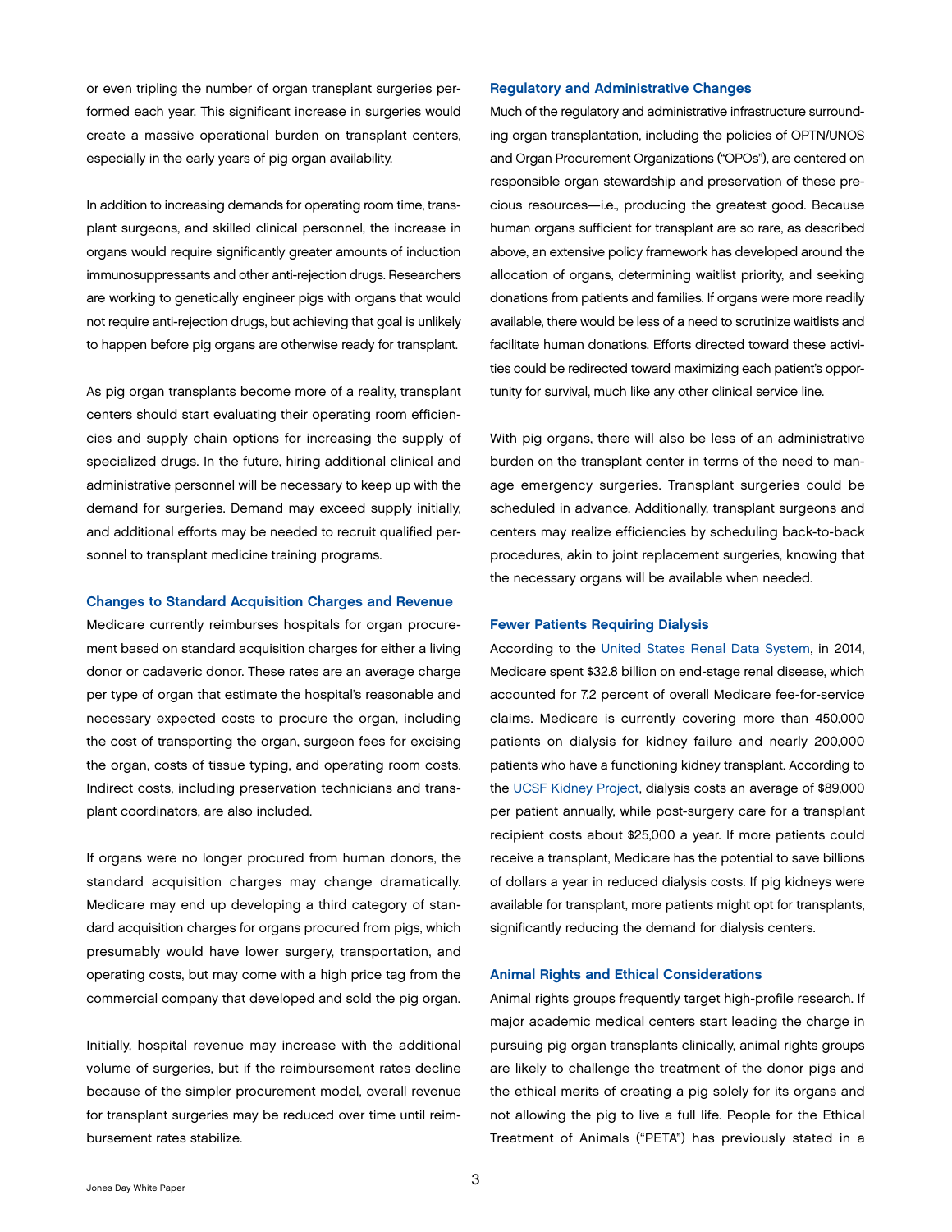or even tripling the number of organ transplant surgeries performed each year. This significant increase in surgeries would create a massive operational burden on transplant centers, especially in the early years of pig organ availability.

In addition to increasing demands for operating room time, transplant surgeons, and skilled clinical personnel, the increase in organs would require significantly greater amounts of induction immunosuppressants and other anti-rejection drugs. Researchers are working to genetically engineer pigs with organs that would not require anti-rejection drugs, but achieving that goal is unlikely to happen before pig organs are otherwise ready for transplant.

As pig organ transplants become more of a reality, transplant centers should start evaluating their operating room efficiencies and supply chain options for increasing the supply of specialized drugs. In the future, hiring additional clinical and administrative personnel will be necessary to keep up with the demand for surgeries. Demand may exceed supply initially, and additional efforts may be needed to recruit qualified personnel to transplant medicine training programs.

### Changes to Standard Acquisition Charges and Revenue

Medicare currently reimburses hospitals for organ procurement based on standard acquisition charges for either a living donor or cadaveric donor. These rates are an average charge per type of organ that estimate the hospital's reasonable and necessary expected costs to procure the organ, including the cost of transporting the organ, surgeon fees for excising the organ, costs of tissue typing, and operating room costs. Indirect costs, including preservation technicians and transplant coordinators, are also included.

If organs were no longer procured from human donors, the standard acquisition charges may change dramatically. Medicare may end up developing a third category of standard acquisition charges for organs procured from pigs, which presumably would have lower surgery, transportation, and operating costs, but may come with a high price tag from the commercial company that developed and sold the pig organ.

Initially, hospital revenue may increase with the additional volume of surgeries, but if the reimbursement rates decline because of the simpler procurement model, overall revenue for transplant surgeries may be reduced over time until reimbursement rates stabilize.

### Regulatory and Administrative Changes

Much of the regulatory and administrative infrastructure surrounding organ transplantation, including the policies of OPTN/UNOS and Organ Procurement Organizations ("OPOs"), are centered on responsible organ stewardship and preservation of these precious resources—i.e., producing the greatest good. Because human organs sufficient for transplant are so rare, as described above, an extensive policy framework has developed around the allocation of organs, determining waitlist priority, and seeking donations from patients and families. If organs were more readily available, there would be less of a need to scrutinize waitlists and facilitate human donations. Efforts directed toward these activities could be redirected toward maximizing each patient's opportunity for survival, much like any other clinical service line.

With pig organs, there will also be less of an administrative burden on the transplant center in terms of the need to manage emergency surgeries. Transplant surgeries could be scheduled in advance. Additionally, transplant surgeons and centers may realize efficiencies by scheduling back-to-back procedures, akin to joint replacement surgeries, knowing that the necessary organs will be available when needed.

### Fewer Patients Requiring Dialysis

According to the United States Renal Data System, in 2014, Medicare spent $32.8 billion on end-stage renal disease, which accounted for 7.2 percent of overall Medicare fee-for-service claims. Medicare is currently covering more than 450,000 patients on dialysis for kidney failure and nearly 200,000 patients who have a functioning kidney transplant. According to the UCSF Kidney Project, dialysis costs an average of $89,000 per patient annually, while post-surgery care for a transplant recipient costs about $25,000 a year. If more patients could receive a transplant, Medicare has the potential to save billions of dollars a year in reduced dialysis costs. If pig kidneys were available for transplant, more patients might opt for transplants, significantly reducing the demand for dialysis centers.

### Animal Rights and Ethical Considerations

Animal rights groups frequently target high-profile research. If major academic medical centers start leading the charge in pursuing pig organ transplants clinically, animal rights groups are likely to challenge the treatment of the donor pigs and the ethical merits of creating a pig solely for its organs and not allowing the pig to live a full life. People for the Ethical Treatment of Animals ("PETA") has previously stated in a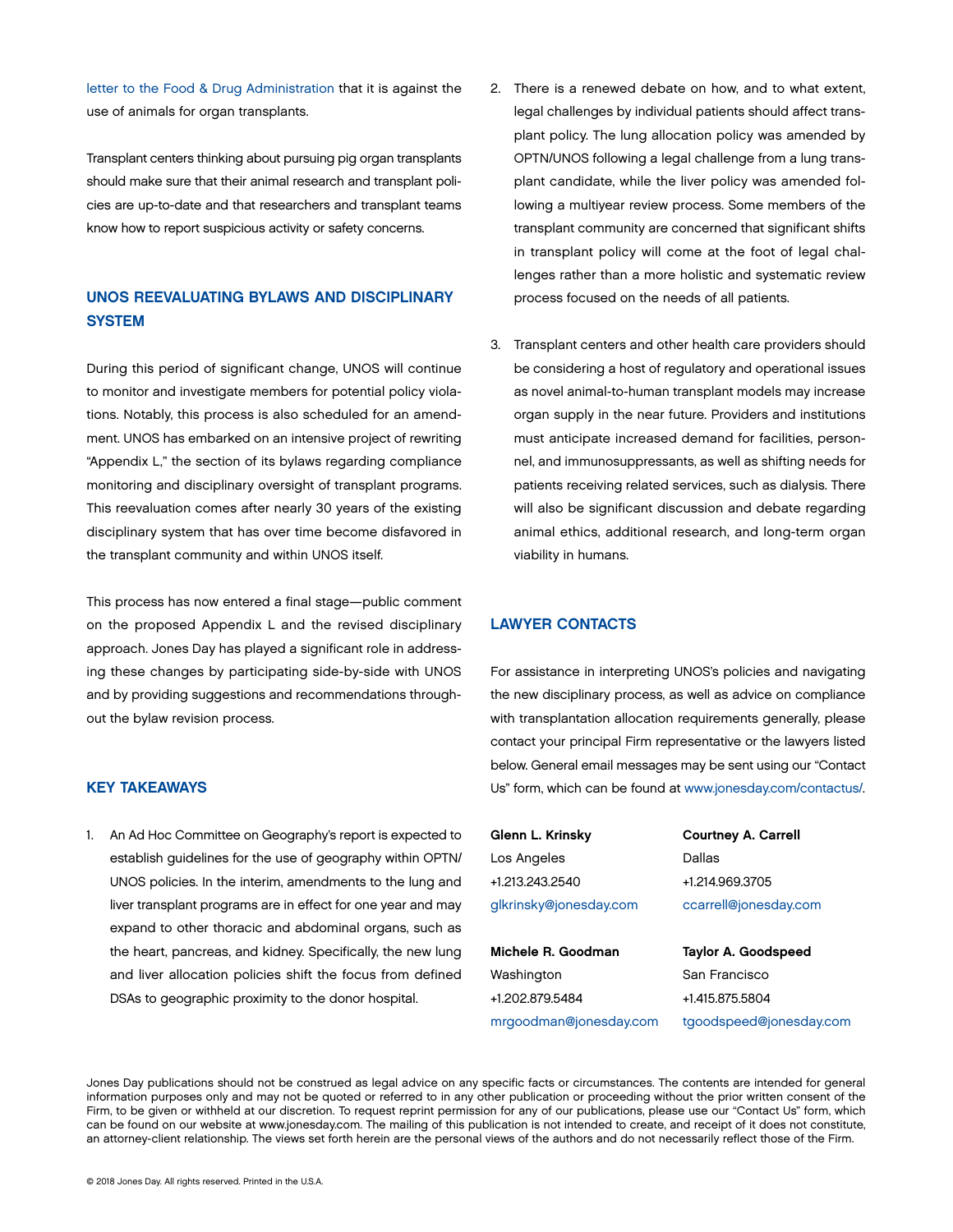letter to the Food & Drug Administration that it is against the use of animals for organ transplants.

Transplant centers thinking about pursuing pig organ transplants should make sure that their animal research and transplant policies are up-to-date and that researchers and transplant teams know how to report suspicious activity or safety concerns.

## UNOS REEVALUATING BYLAWS AND DISCIPLINARY SYSTEM

During this period of significant change, UNOS will continue to monitor and investigate members for potential policy violations. Notably, this process is also scheduled for an amendment. UNOS has embarked on an intensive project of rewriting "Appendix L," the section of its bylaws regarding compliance monitoring and disciplinary oversight of transplant programs. This reevaluation comes after nearly 30 years of the existing disciplinary system that has over time become disfavored in the transplant community and within UNOS itself.

This process has now entered a final stage—public comment on the proposed Appendix L and the revised disciplinary approach. Jones Day has played a significant role in addressing these changes by participating side-by-side with UNOS and by providing suggestions and recommendations throughout the bylaw revision process.

## KEY TAKEAWAYS

1. An Ad Hoc Committee on Geography's report is expected to establish guidelines for the use of geography within OPTN/UNOS policies. In the interim, amendments to the lung and liver transplant programs are in effect for one year and may expand to other thoracic and abdominal organs, such as the heart, pancreas, and kidney. Specifically, the new lung and liver allocation policies shift the focus from defined DSAs to geographic proximity to the donor hospital.

2. There is a renewed debate on how, and to what extent, legal challenges by individual patients should affect transplant policy. The lung allocation policy was amended by OPTN/UNOS following a legal challenge from a lung transplant candidate, while the liver policy was amended following a multiyear review process. Some members of the transplant community are concerned that significant shifts in transplant policy will come at the foot of legal challenges rather than a more holistic and systematic review process focused on the needs of all patients.

3. Transplant centers and other health care providers should be considering a host of regulatory and operational issues as novel animal-to-human transplant models may increase organ supply in the near future. Providers and institutions must anticipate increased demand for facilities, personnel, and immunosuppressants, as well as shifting needs for patients receiving related services, such as dialysis. There will also be significant discussion and debate regarding animal ethics, additional research, and long-term organ viability in humans.

## LAWYER CONTACTS

For assistance in interpreting UNOS's policies and navigating the new disciplinary process, as well as advice on compliance with transplantation allocation requirements generally, please contact your principal Firm representative or the lawyers listed below. General email messages may be sent using our "Contact Us" form, which can be found at www.jonesday.com/contactus/.

**Glenn L. Krinsky**
Los Angeles
+1.213.243.2540
glkrinsky@jonesday.com

**Courtney A. Carrell**
Dallas
+1.214.969.3705
ccarrell@jonesday.com

**Michele R. Goodman**
Washington
+1.202.879.5484
mrgoodman@jonesday.com

**Taylor A. Goodspeed**
San Francisco
+1.415.875.5804
tgoodspeed@jonesday.com

Jones Day publications should not be construed as legal advice on any specific facts or circumstances. The contents are intended for general information purposes only and may not be quoted or referred to in any other publication or proceeding without the prior written consent of the Firm, to be given or withheld at our discretion. To request reprint permission for any of our publications, please use our "Contact Us" form, which can be found on our website at www.jonesday.com. The mailing of this publication is not intended to create, and receipt of it does not constitute, an attorney-client relationship. The views set forth herein are the personal views of the authors and do not necessarily reflect those of the Firm.

© 2018 Jones Day. All rights reserved. Printed in the U.S.A.